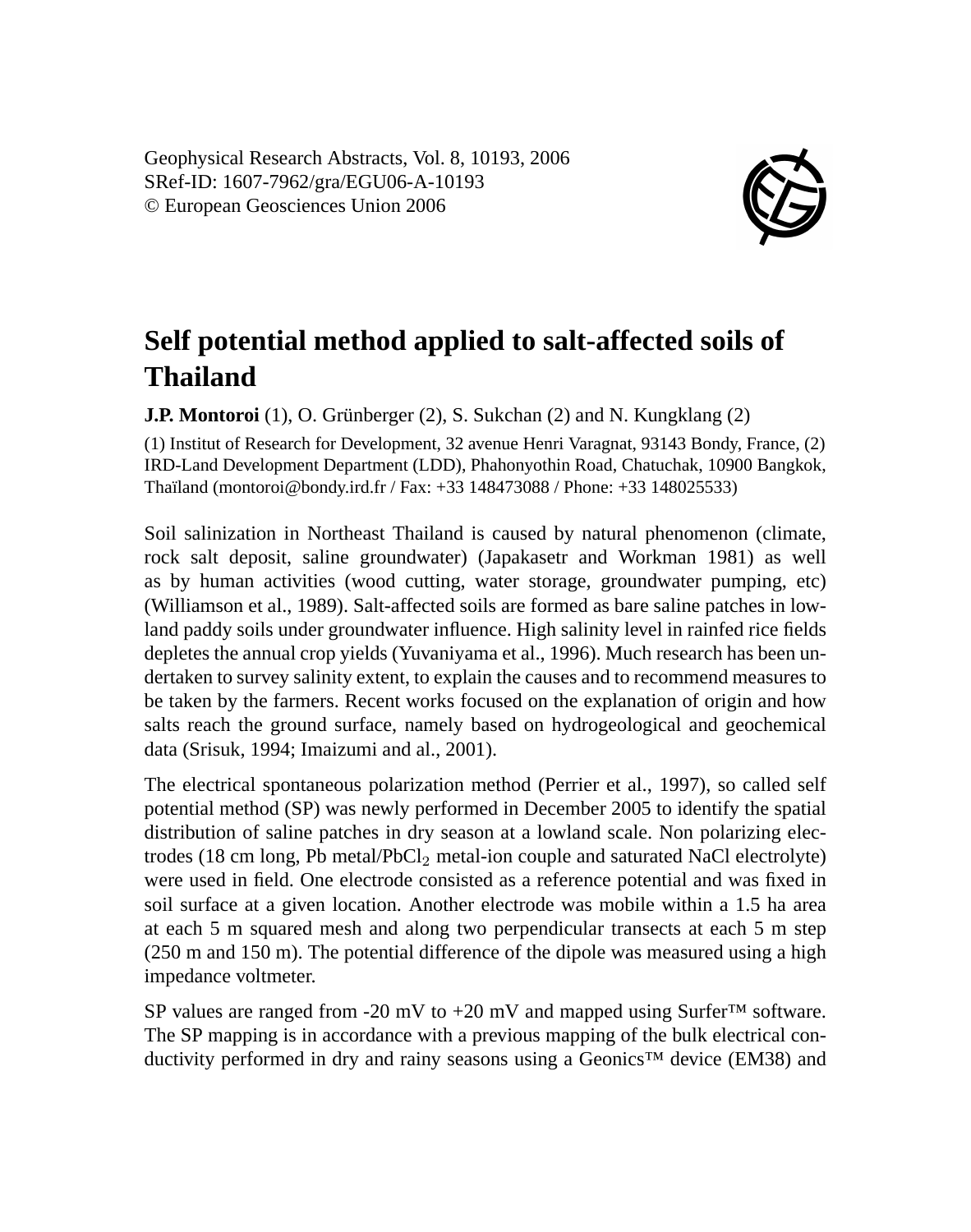# Self potential method applied to salt-affected soils of Thailand

**J.P. Montoroi** (1), O. Grünberger (2), S. Sukchan (2) and N. Kungklang (2)

(1) Institut of Research for Development, 32 avenue Henri Varagnat, 93143 Bondy, France, (2) IRD-Land Development Department (LDD), Phahonyothin Road, Chatuchak, 10900 Bangkok, Thaïland (montoroi@bondy.ird.fr / Fax: +33 148473088 / Phone: +33 148025533)

Soil salinization in Northeast Thailand is caused by natural phenomenon (climate, rock salt deposit, saline groundwater) (Japakasetr and Workman 1981) as well as by human activities (wood cutting, water storage, groundwater pumping, etc) (Williamson et al., 1989). Salt-affected soils are formed as bare saline patches in lowland paddy soils under groundwater influence. High salinity level in rainfed rice fields depletes the annual crop yields (Yuvaniyama et al., 1996). Much research has been undertaken to survey salinity extent, to explain the causes and to recommend measures to be taken by the farmers. Recent works focused on the explanation of origin and how salts reach the ground surface, namely based on hydrogeological and geochemical data (Srisuk, 1994; Imaizumi and al., 2001).

The electrical spontaneous polarization method (Perrier et al., 1997), so called self potential method (SP) was newly performed in December 2005 to identify the spatial distribution of saline patches in dry season at a lowland scale. Non polarizing electrodes (18 cm long, Pb metal/$PbCl_2$ metal-ion couple and saturated NaCl electrolyte) were used in field. One electrode consisted as a reference potential and was fixed in soil surface at a given location. Another electrode was mobile within a 1.5 ha area at each 5 m squared mesh and along two perpendicular transects at each 5 m step (250 m and 150 m). The potential difference of the dipole was measured using a high impedance voltmeter.

SP values are ranged from -20 mV to +20 mV and mapped using Surfer™ software. The SP mapping is in accordance with a previous mapping of the bulk electrical conductivity performed in dry and rainy seasons using a Geonics™ device (EM38) and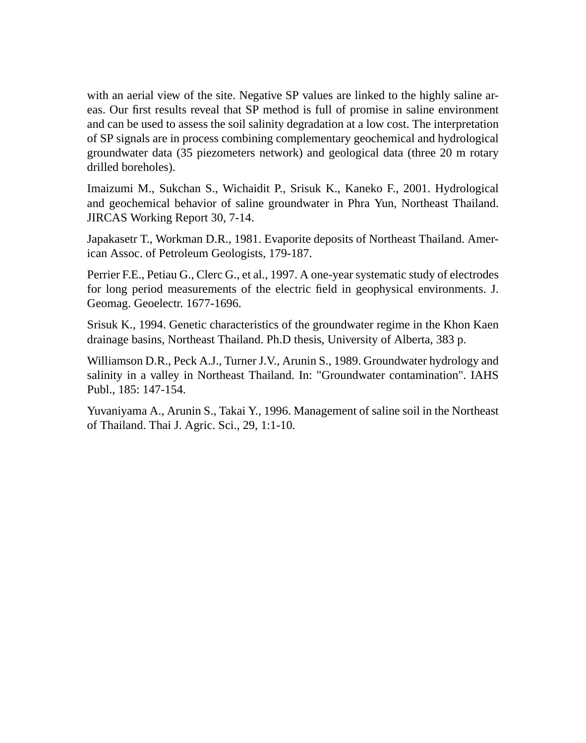with an aerial view of the site. Negative SP values are linked to the highly saline areas. Our first results reveal that SP method is full of promise in saline environment and can be used to assess the soil salinity degradation at a low cost. The interpretation of SP signals are in process combining complementary geochemical and hydrological groundwater data (35 piezometers network) and geological data (three 20 m rotary drilled boreholes).

Imaizumi M., Sukchan S., Wichaidit P., Srisuk K., Kaneko F., 2001. Hydrological and geochemical behavior of saline groundwater in Phra Yun, Northeast Thailand. JIRCAS Working Report 30, 7-14.

Japakasetr T., Workman D.R., 1981. Evaporite deposits of Northeast Thailand. American Assoc. of Petroleum Geologists, 179-187.

Perrier F.E., Petiau G., Clerc G., et al., 1997. A one-year systematic study of electrodes for long period measurements of the electric field in geophysical environments. J. Geomag. Geoelectr. 1677-1696.

Srisuk K., 1994. Genetic characteristics of the groundwater regime in the Khon Kaen drainage basins, Northeast Thailand. Ph.D thesis, University of Alberta, 383 p.

Williamson D.R., Peck A.J., Turner J.V., Arunin S., 1989. Groundwater hydrology and salinity in a valley in Northeast Thailand. In: "Groundwater contamination". IAHS Publ., 185: 147-154.

Yuvaniyama A., Arunin S., Takai Y., 1996. Management of saline soil in the Northeast of Thailand. Thai J. Agric. Sci., 29, 1:1-10.